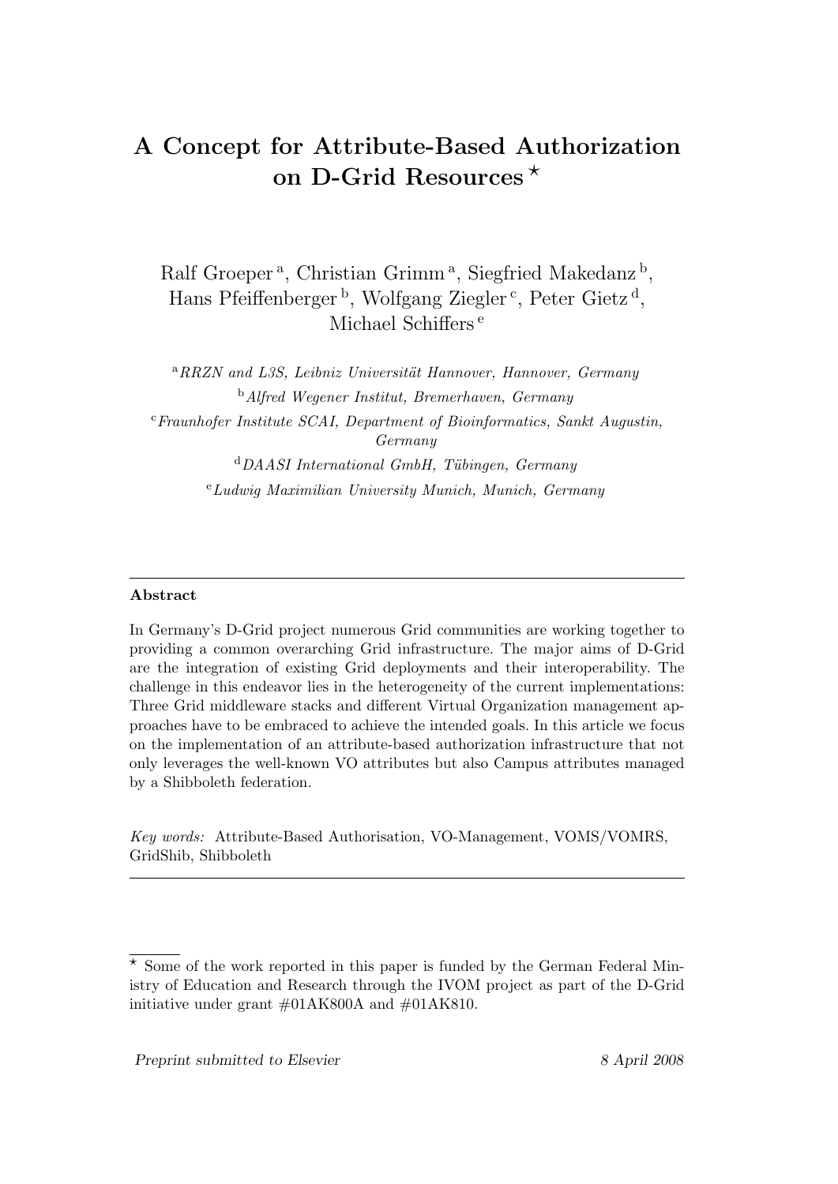# A Concept for Attribute-Based Authorization on D-Grid Resources [⋆]

Ralf Groeper [a], Christian Grimm [a], Siegfried Makedanz [b], Hans Pfeiffenberger [b], Wolfgang Ziegler [c], Peter Gietz [d], Michael Schiffers [e]

[a] *RRZN and L3S, Leibniz Universität Hannover, Hannover, Germany*

[b] *Alfred Wegener Institut, Bremerhaven, Germany*

[c] *Fraunhofer Institute SCAI, Department of Bioinformatics, Sankt Augustin, Germany*

[d] *DAASI International GmbH, Tübingen, Germany*

[e] *Ludwig Maximilian University Munich, Munich, Germany*

---

**Abstract**

In Germany's D-Grid project numerous Grid communities are working together to providing a common overarching Grid infrastructure. The major aims of D-Grid are the integration of existing Grid deployments and their interoperability. The challenge in this endeavor lies in the heterogeneity of the current implementations: Three Grid middleware stacks and different Virtual Organization management approaches have to be embraced to achieve the intended goals. In this article we focus on the implementation of an attribute-based authorization infrastructure that not only leverages the well-known VO attributes but also Campus attributes managed by a Shibboleth federation.

*Key words:* Attribute-Based Authorisation, VO-Management, VOMS/VOMRS, GridShib, Shibboleth

---

[⋆] Some of the work reported in this paper is funded by the German Federal Ministry of Education and Research through the IVOM project as part of the D-Grid initiative under grant #01AK800A and #01AK810.

*Preprint submitted to Elsevier* 8 April 2008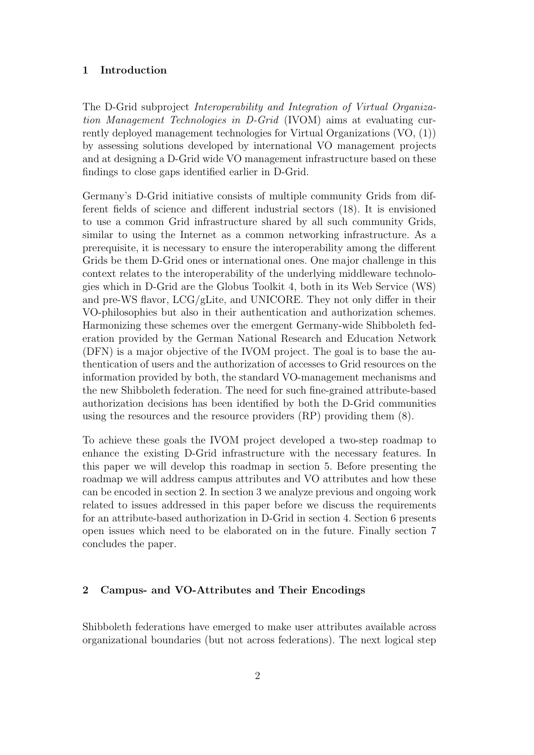## 1 Introduction

The D-Grid subproject *Interoperability and Integration of Virtual Organization Management Technologies in D-Grid* (IVOM) aims at evaluating currently deployed management technologies for Virtual Organizations (VO, (1)) by assessing solutions developed by international VO management projects and at designing a D-Grid wide VO management infrastructure based on these findings to close gaps identified earlier in D-Grid.

Germany's D-Grid initiative consists of multiple community Grids from different fields of science and different industrial sectors (18). It is envisioned to use a common Grid infrastructure shared by all such community Grids, similar to using the Internet as a common networking infrastructure. As a prerequisite, it is necessary to ensure the interoperability among the different Grids be them D-Grid ones or international ones. One major challenge in this context relates to the interoperability of the underlying middleware technologies which in D-Grid are the Globus Toolkit 4, both in its Web Service (WS) and pre-WS flavor, LCG/gLite, and UNICORE. They not only differ in their VO-philosophies but also in their authentication and authorization schemes. Harmonizing these schemes over the emergent Germany-wide Shibboleth federation provided by the German National Research and Education Network (DFN) is a major objective of the IVOM project. The goal is to base the authentication of users and the authorization of accesses to Grid resources on the information provided by both, the standard VO-management mechanisms and the new Shibboleth federation. The need for such fine-grained attribute-based authorization decisions has been identified by both the D-Grid communities using the resources and the resource providers (RP) providing them (8).

To achieve these goals the IVOM project developed a two-step roadmap to enhance the existing D-Grid infrastructure with the necessary features. In this paper we will develop this roadmap in section 5. Before presenting the roadmap we will address campus attributes and VO attributes and how these can be encoded in section 2. In section 3 we analyze previous and ongoing work related to issues addressed in this paper before we discuss the requirements for an attribute-based authorization in D-Grid in section 4. Section 6 presents open issues which need to be elaborated on in the future. Finally section 7 concludes the paper.

## 2 Campus- and VO-Attributes and Their Encodings

Shibboleth federations have emerged to make user attributes available across organizational boundaries (but not across federations). The next logical step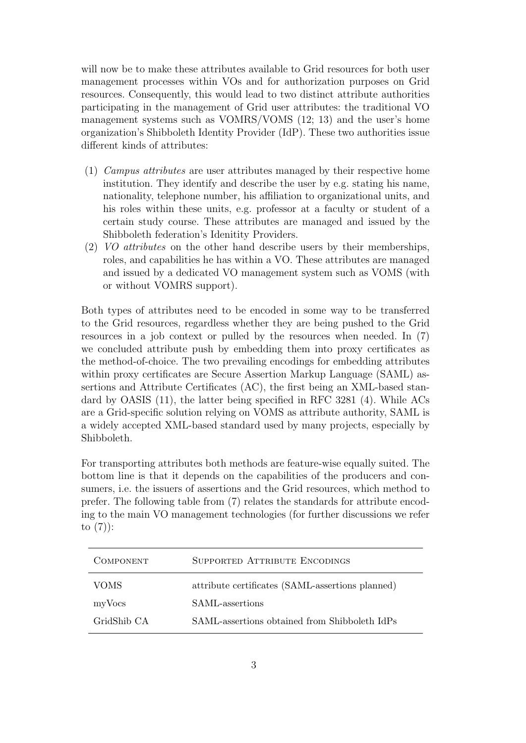will now be to make these attributes available to Grid resources for both user management processes within VOs and for authorization purposes on Grid resources. Consequently, this would lead to two distinct attribute authorities participating in the management of Grid user attributes: the traditional VO management systems such as VOMRS/VOMS (12; 13) and the user's home organization's Shibboleth Identity Provider (IdP). These two authorities issue different kinds of attributes:

(1) *Campus attributes* are user attributes managed by their respective home institution. They identify and describe the user by e.g. stating his name, nationality, telephone number, his affiliation to organizational units, and his roles within these units, e.g. professor at a faculty or student of a certain study course. These attributes are managed and issued by the Shibboleth federation's Idenitity Providers.
(2) *VO attributes* on the other hand describe users by their memberships, roles, and capabilities he has within a VO. These attributes are managed and issued by a dedicated VO management system such as VOMS (with or without VOMRS support).

Both types of attributes need to be encoded in some way to be transferred to the Grid resources, regardless whether they are being pushed to the Grid resources in a job context or pulled by the resources when needed. In (7) we concluded attribute push by embedding them into proxy certificates as the method-of-choice. The two prevailing encodings for embedding attributes within proxy certificates are Secure Assertion Markup Language (SAML) assertions and Attribute Certificates (AC), the first being an XML-based standard by OASIS (11), the latter being specified in RFC 3281 (4). While ACs are a Grid-specific solution relying on VOMS as attribute authority, SAML is a widely accepted XML-based standard used by many projects, especially by Shibboleth.

For transporting attributes both methods are feature-wise equally suited. The bottom line is that it depends on the capabilities of the producers and consumers, i.e. the issuers of assertions and the Grid resources, which method to prefer. The following table from (7) relates the standards for attribute encoding to the main VO management technologies (for further discussions we refer to (7)):

| Component | Supported Attribute Encodings |
|---|---|
| VOMS | attribute certificates (SAML-assertions planned) |
| myVocs | SAML-assertions |
| GridShib CA | SAML-assertions obtained from Shibboleth IdPs |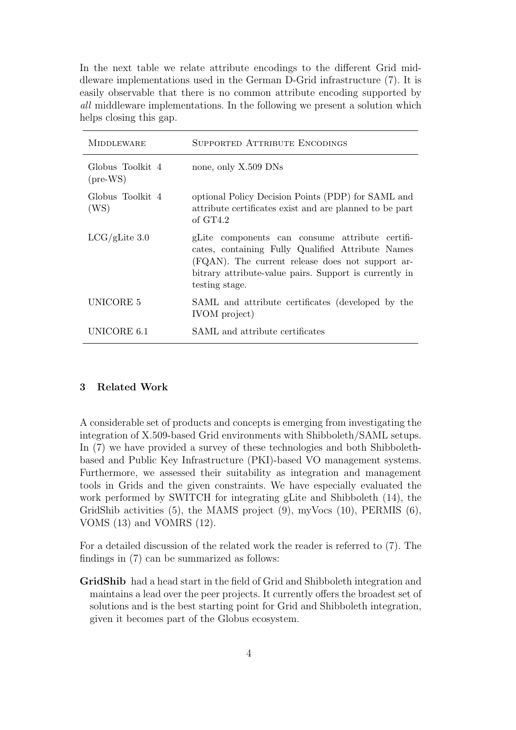In the next table we relate attribute encodings to the different Grid middleware implementations used in the German D-Grid infrastructure (7). It is easily observable that there is no common attribute encoding supported by *all* middleware implementations. In the following we present a solution which helps closing this gap.

| Middleware | Supported Attribute Encodings |
|---|---|
| Globus Toolkit 4 (pre-WS) | none, only X.509 DNs |
| Globus Toolkit 4 (WS) | optional Policy Decision Points (PDP) for SAML and attribute certificates exist and are planned to be part of GT4.2 |
| LCG/gLite 3.0 | gLite components can consume attribute certificates, containing Fully Qualified Attribute Names (FQAN). The current release does not support arbitrary attribute-value pairs. Support is currently in testing stage. |
| UNICORE 5 | SAML and attribute certificates (developed by the IVOM project) |
| UNICORE 6.1 | SAML and attribute certificates |

## 3 Related Work

A considerable set of products and concepts is emerging from investigating the integration of X.509-based Grid environments with Shibboleth/SAML setups. In (7) we have provided a survey of these technologies and both Shibboleth-based and Public Key Infrastructure (PKI)-based VO management systems. Furthermore, we assessed their suitability as integration and management tools in Grids and the given constraints. We have especially evaluated the work performed by SWITCH for integrating gLite and Shibboleth (14), the GridShib activities (5), the MAMS project (9), myVocs (10), PERMIS (6), VOMS (13) and VOMRS (12).

For a detailed discussion of the related work the reader is referred to (7). The findings in (7) can be summarized as follows:

**GridShib** had a head start in the field of Grid and Shibboleth integration and maintains a lead over the peer projects. It currently offers the broadest set of solutions and is the best starting point for Grid and Shibboleth integration, given it becomes part of the Globus ecosystem.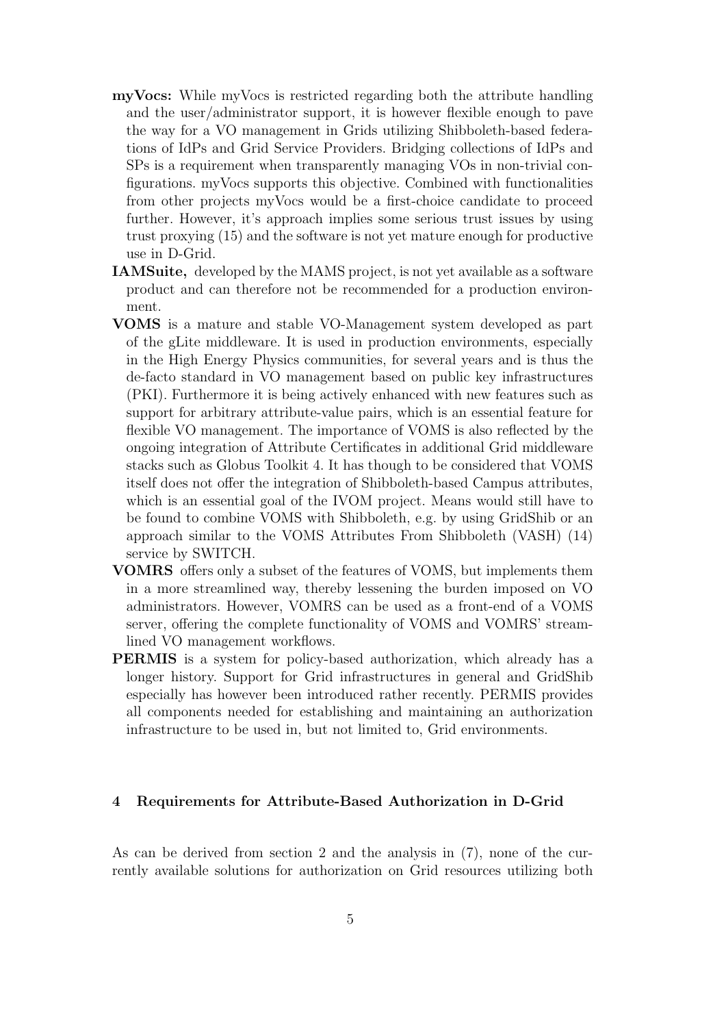**myVocs:** While myVocs is restricted regarding both the attribute handling and the user/administrator support, it is however flexible enough to pave the way for a VO management in Grids utilizing Shibboleth-based federations of IdPs and Grid Service Providers. Bridging collections of IdPs and SPs is a requirement when transparently managing VOs in non-trivial configurations. myVocs supports this objective. Combined with functionalities from other projects myVocs would be a first-choice candidate to proceed further. However, it's approach implies some serious trust issues by using trust proxying (15) and the software is not yet mature enough for productive use in D-Grid.

**IAMSuite,** developed by the MAMS project, is not yet available as a software product and can therefore not be recommended for a production environment.

**VOMS** is a mature and stable VO-Management system developed as part of the gLite middleware. It is used in production environments, especially in the High Energy Physics communities, for several years and is thus the de-facto standard in VO management based on public key infrastructures (PKI). Furthermore it is being actively enhanced with new features such as support for arbitrary attribute-value pairs, which is an essential feature for flexible VO management. The importance of VOMS is also reflected by the ongoing integration of Attribute Certificates in additional Grid middleware stacks such as Globus Toolkit 4. It has though to be considered that VOMS itself does not offer the integration of Shibboleth-based Campus attributes, which is an essential goal of the IVOM project. Means would still have to be found to combine VOMS with Shibboleth, e.g. by using GridShib or an approach similar to the VOMS Attributes From Shibboleth (VASH) (14) service by SWITCH.

**VOMRS** offers only a subset of the features of VOMS, but implements them in a more streamlined way, thereby lessening the burden imposed on VO administrators. However, VOMRS can be used as a front-end of a VOMS server, offering the complete functionality of VOMS and VOMRS' streamlined VO management workflows.

**PERMIS** is a system for policy-based authorization, which already has a longer history. Support for Grid infrastructures in general and GridShib especially has however been introduced rather recently. PERMIS provides all components needed for establishing and maintaining an authorization infrastructure to be used in, but not limited to, Grid environments.

## 4 Requirements for Attribute-Based Authorization in D-Grid

As can be derived from section 2 and the analysis in (7), none of the currently available solutions for authorization on Grid resources utilizing both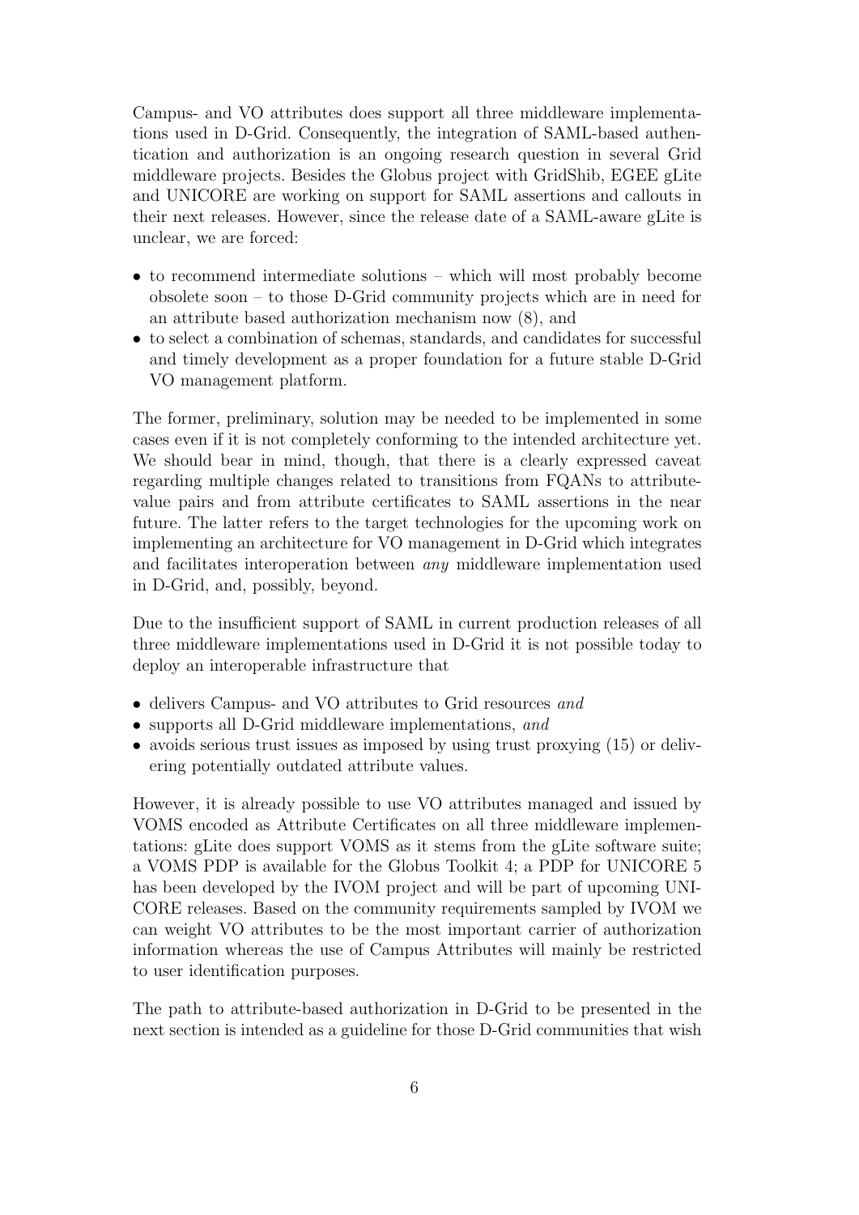Campus- and VO attributes does support all three middleware implementations used in D-Grid. Consequently, the integration of SAML-based authentication and authorization is an ongoing research question in several Grid middleware projects. Besides the Globus project with GridShib, EGEE gLite and UNICORE are working on support for SAML assertions and callouts in their next releases. However, since the release date of a SAML-aware gLite is unclear, we are forced:

- to recommend intermediate solutions – which will most probably become obsolete soon – to those D-Grid community projects which are in need for an attribute based authorization mechanism now (8), and
- to select a combination of schemas, standards, and candidates for successful and timely development as a proper foundation for a future stable D-Grid VO management platform.

The former, preliminary, solution may be needed to be implemented in some cases even if it is not completely conforming to the intended architecture yet. We should bear in mind, though, that there is a clearly expressed caveat regarding multiple changes related to transitions from FQANs to attribute-value pairs and from attribute certificates to SAML assertions in the near future. The latter refers to the target technologies for the upcoming work on implementing an architecture for VO management in D-Grid which integrates and facilitates interoperation between *any* middleware implementation used in D-Grid, and, possibly, beyond.

Due to the insufficient support of SAML in current production releases of all three middleware implementations used in D-Grid it is not possible today to deploy an interoperable infrastructure that

- delivers Campus- and VO attributes to Grid resources *and*
- supports all D-Grid middleware implementations, *and*
- avoids serious trust issues as imposed by using trust proxying (15) or delivering potentially outdated attribute values.

However, it is already possible to use VO attributes managed and issued by VOMS encoded as Attribute Certificates on all three middleware implementations: gLite does support VOMS as it stems from the gLite software suite; a VOMS PDP is available for the Globus Toolkit 4; a PDP for UNICORE 5 has been developed by the IVOM project and will be part of upcoming UNICORE releases. Based on the community requirements sampled by IVOM we can weight VO attributes to be the most important carrier of authorization information whereas the use of Campus Attributes will mainly be restricted to user identification purposes.

The path to attribute-based authorization in D-Grid to be presented in the next section is intended as a guideline for those D-Grid communities that wish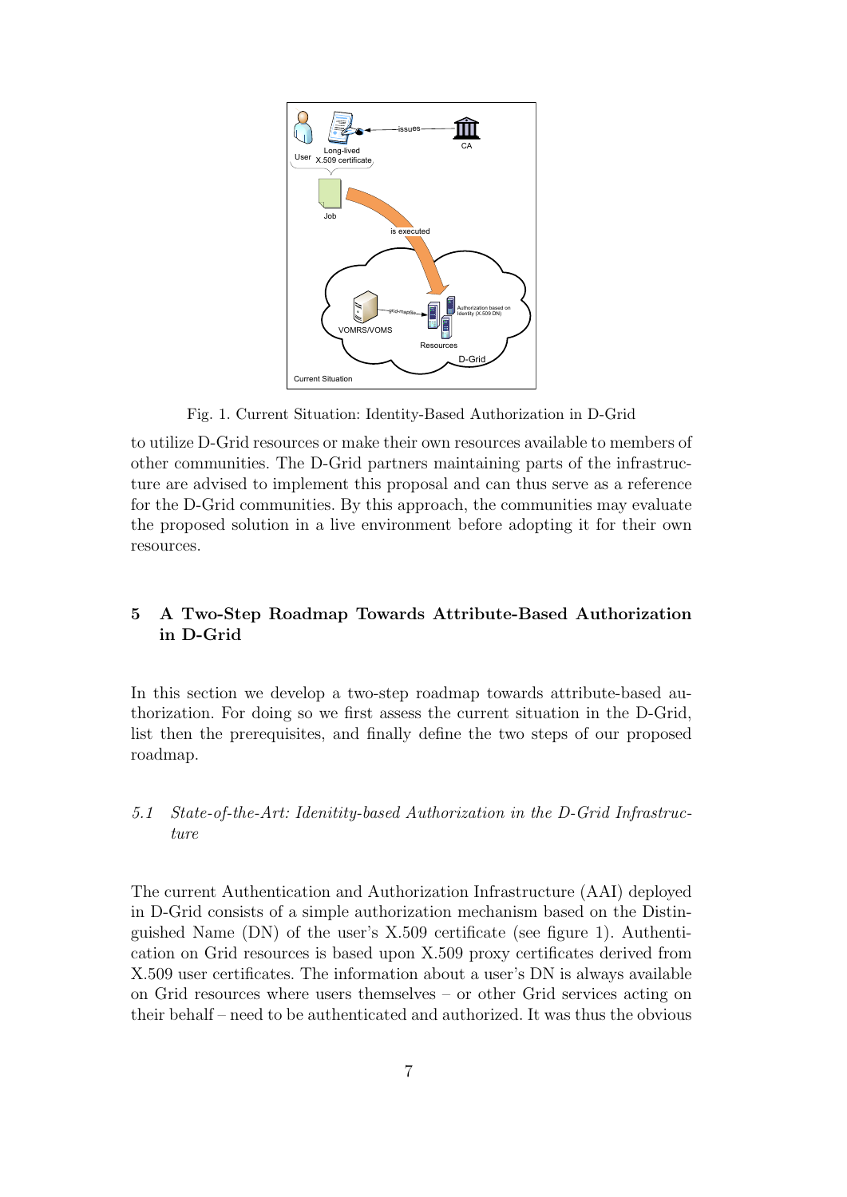Fig. 1. Current Situation: Identity-Based Authorization in D-Grid

to utilize D-Grid resources or make their own resources available to members of other communities. The D-Grid partners maintaining parts of the infrastructure are advised to implement this proposal and can thus serve as a reference for the D-Grid communities. By this approach, the communities may evaluate the proposed solution in a live environment before adopting it for their own resources.

## 5 A Two-Step Roadmap Towards Attribute-Based Authorization in D-Grid

In this section we develop a two-step roadmap towards attribute-based authorization. For doing so we first assess the current situation in the D-Grid, list then the prerequisites, and finally define the two steps of our proposed roadmap.

### *5.1 State-of-the-Art: Idenitity-based Authorization in the D-Grid Infrastructure*

The current Authentication and Authorization Infrastructure (AAI) deployed in D-Grid consists of a simple authorization mechanism based on the Distinguished Name (DN) of the user's X.509 certificate (see figure 1). Authentication on Grid resources is based upon X.509 proxy certificates derived from X.509 user certificates. The information about a user's DN is always available on Grid resources where users themselves – or other Grid services acting on their behalf – need to be authenticated and authorized. It was thus the obvious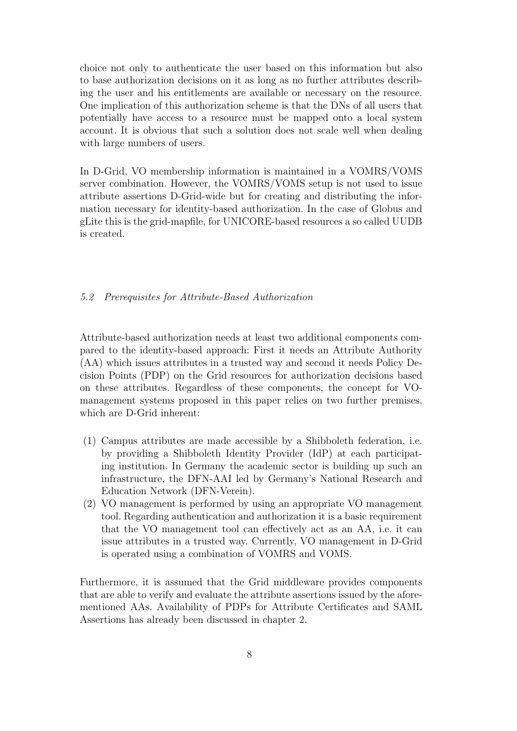choice not only to authenticate the user based on this information but also to base authorization decisions on it as long as no further attributes describing the user and his entitlements are available or necessary on the resource. One implication of this authorization scheme is that the DNs of all users that potentially have access to a resource must be mapped onto a local system account. It is obvious that such a solution does not scale well when dealing with large numbers of users.

In D-Grid, VO membership information is maintained in a VOMRS/VOMS server combination. However, the VOMRS/VOMS setup is not used to issue attribute assertions D-Grid-wide but for creating and distributing the information necessary for identity-based authorization. In the case of Globus and gLite this is the grid-mapfile, for UNICORE-based resources a so called UUDB is created.

### *5.2 Prerequisites for Attribute-Based Authorization*

Attribute-based authorization needs at least two additional components compared to the identity-based approach: First it needs an Attribute Authority (AA) which issues attributes in a trusted way and second it needs Policy Decision Points (PDP) on the Grid resources for authorization decisions based on these attributes. Regardless of these components, the concept for VO-management systems proposed in this paper relies on two further premises, which are D-Grid inherent:

(1) Campus attributes are made accessible by a Shibboleth federation, i.e. by providing a Shibboleth Identity Provider (IdP) at each participating institution. In Germany the academic sector is building up such an infrastructure, the DFN-AAI led by Germany's National Research and Education Network (DFN-Verein).
(2) VO management is performed by using an appropriate VO management tool. Regarding authentication and authorization it is a basic requirement that the VO management tool can effectively act as an AA, i.e. it can issue attributes in a trusted way. Currently, VO management in D-Grid is operated using a combination of VOMRS and VOMS.

Furthermore, it is assumed that the Grid middleware provides components that are able to verify and evaluate the attribute assertions issued by the aforementioned AAs. Availability of PDPs for Attribute Certificates and SAML Assertions has already been discussed in chapter 2.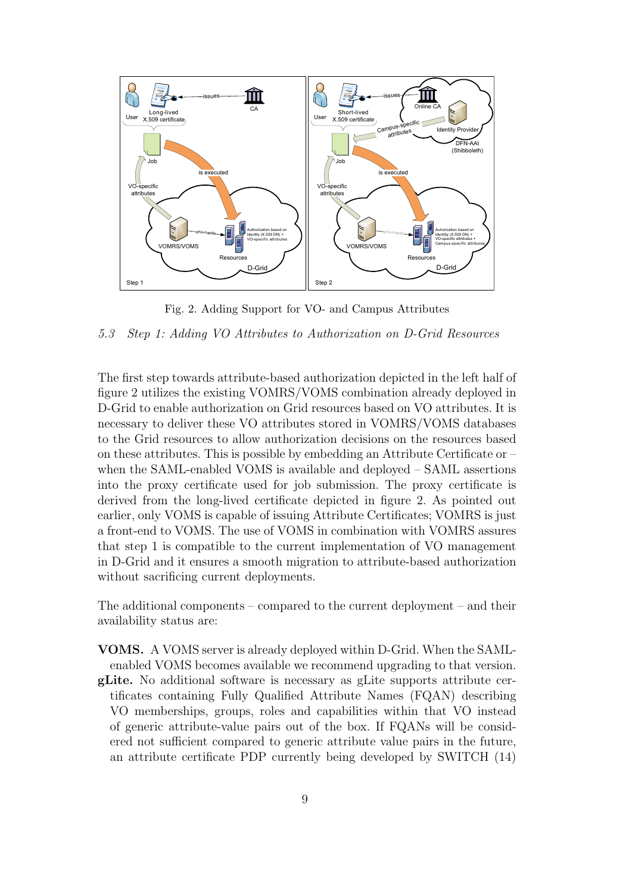Fig. 2. Adding Support for VO- and Campus Attributes

### *5.3 Step 1: Adding VO Attributes to Authorization on D-Grid Resources*

The first step towards attribute-based authorization depicted in the left half of figure 2 utilizes the existing VOMRS/VOMS combination already deployed in D-Grid to enable authorization on Grid resources based on VO attributes. It is necessary to deliver these VO attributes stored in VOMRS/VOMS databases to the Grid resources to allow authorization decisions on the resources based on these attributes. This is possible by embedding an Attribute Certificate or – when the SAML-enabled VOMS is available and deployed – SAML assertions into the proxy certificate used for job submission. The proxy certificate is derived from the long-lived certificate depicted in figure 2. As pointed out earlier, only VOMS is capable of issuing Attribute Certificates; VOMRS is just a front-end to VOMS. The use of VOMS in combination with VOMRS assures that step 1 is compatible to the current implementation of VO management in D-Grid and it ensures a smooth migration to attribute-based authorization without sacrificing current deployments.

The additional components – compared to the current deployment – and their availability status are:

**VOMS.** A VOMS server is already deployed within D-Grid. When the SAML-enabled VOMS becomes available we recommend upgrading to that version.

**gLite.** No additional software is necessary as gLite supports attribute certificates containing Fully Qualified Attribute Names (FQAN) describing VO memberships, groups, roles and capabilities within that VO instead of generic attribute-value pairs out of the box. If FQANs will be considered not sufficient compared to generic attribute value pairs in the future, an attribute certificate PDP currently being developed by SWITCH (14)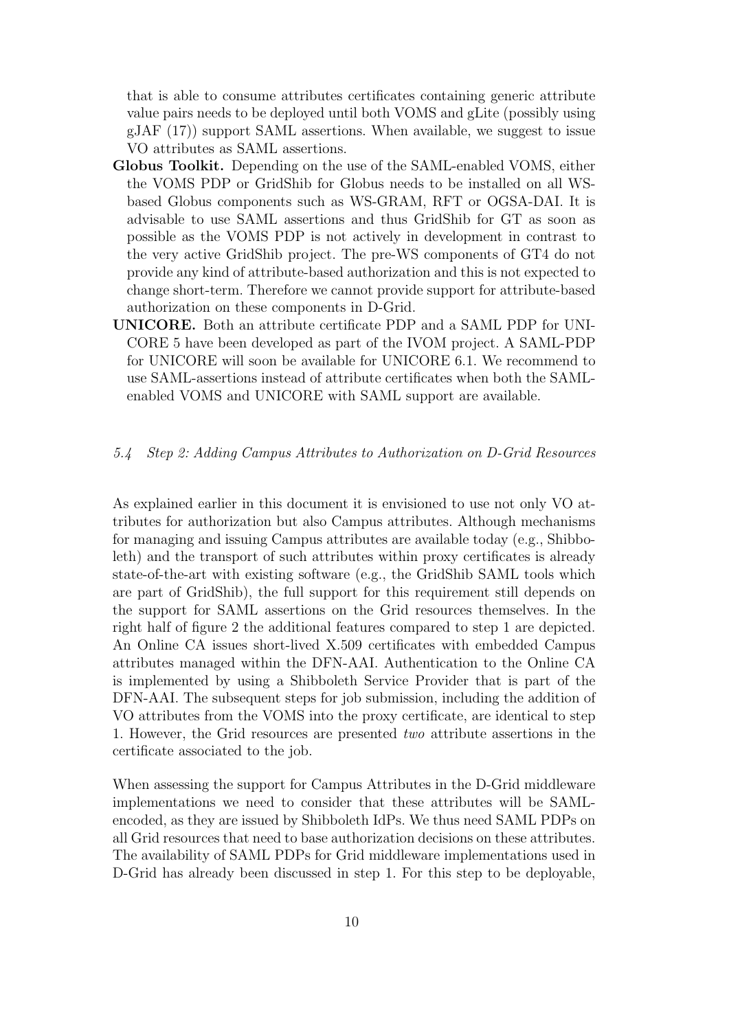that is able to consume attributes certificates containing generic attribute value pairs needs to be deployed until both VOMS and gLite (possibly using gJAF (17)) support SAML assertions. When available, we suggest to issue VO attributes as SAML assertions.

**Globus Toolkit.** Depending on the use of the SAML-enabled VOMS, either the VOMS PDP or GridShib for Globus needs to be installed on all WS-based Globus components such as WS-GRAM, RFT or OGSA-DAI. It is advisable to use SAML assertions and thus GridShib for GT as soon as possible as the VOMS PDP is not actively in development in contrast to the very active GridShib project. The pre-WS components of GT4 do not provide any kind of attribute-based authorization and this is not expected to change short-term. Therefore we cannot provide support for attribute-based authorization on these components in D-Grid.

**UNICORE.** Both an attribute certificate PDP and a SAML PDP for UNICORE 5 have been developed as part of the IVOM project. A SAML-PDP for UNICORE will soon be available for UNICORE 6.1. We recommend to use SAML-assertions instead of attribute certificates when both the SAML-enabled VOMS and UNICORE with SAML support are available.

### *5.4 Step 2: Adding Campus Attributes to Authorization on D-Grid Resources*

As explained earlier in this document it is envisioned to use not only VO attributes for authorization but also Campus attributes. Although mechanisms for managing and issuing Campus attributes are available today (e.g., Shibboleth) and the transport of such attributes within proxy certificates is already state-of-the-art with existing software (e.g., the GridShib SAML tools which are part of GridShib), the full support for this requirement still depends on the support for SAML assertions on the Grid resources themselves. In the right half of figure 2 the additional features compared to step 1 are depicted. An Online CA issues short-lived X.509 certificates with embedded Campus attributes managed within the DFN-AAI. Authentication to the Online CA is implemented by using a Shibboleth Service Provider that is part of the DFN-AAI. The subsequent steps for job submission, including the addition of VO attributes from the VOMS into the proxy certificate, are identical to step 1. However, the Grid resources are presented *two* attribute assertions in the certificate associated to the job.

When assessing the support for Campus Attributes in the D-Grid middleware implementations we need to consider that these attributes will be SAML-encoded, as they are issued by Shibboleth IdPs. We thus need SAML PDPs on all Grid resources that need to base authorization decisions on these attributes. The availability of SAML PDPs for Grid middleware implementations used in D-Grid has already been discussed in step 1. For this step to be deployable,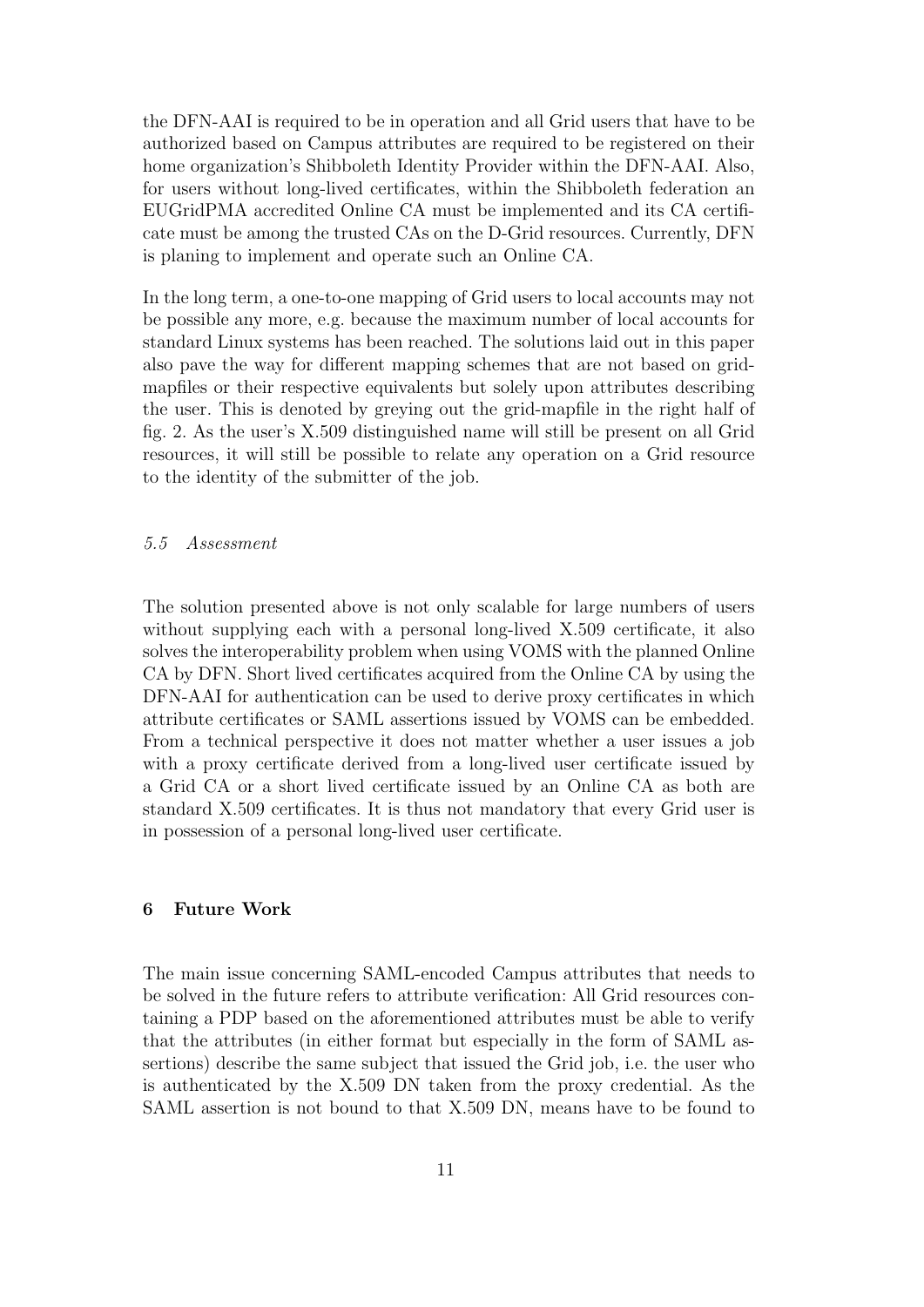the DFN-AAI is required to be in operation and all Grid users that have to be authorized based on Campus attributes are required to be registered on their home organization's Shibboleth Identity Provider within the DFN-AAI. Also, for users without long-lived certificates, within the Shibboleth federation an EUGridPMA accredited Online CA must be implemented and its CA certificate must be among the trusted CAs on the D-Grid resources. Currently, DFN is planing to implement and operate such an Online CA.

In the long term, a one-to-one mapping of Grid users to local accounts may not be possible any more, e.g. because the maximum number of local accounts for standard Linux systems has been reached. The solutions laid out in this paper also pave the way for different mapping schemes that are not based on grid-mapfiles or their respective equivalents but solely upon attributes describing the user. This is denoted by greying out the grid-mapfile in the right half of fig. 2. As the user's X.509 distinguished name will still be present on all Grid resources, it will still be possible to relate any operation on a Grid resource to the identity of the submitter of the job.

### *5.5 Assessment*

The solution presented above is not only scalable for large numbers of users without supplying each with a personal long-lived X.509 certificate, it also solves the interoperability problem when using VOMS with the planned Online CA by DFN. Short lived certificates acquired from the Online CA by using the DFN-AAI for authentication can be used to derive proxy certificates in which attribute certificates or SAML assertions issued by VOMS can be embedded. From a technical perspective it does not matter whether a user issues a job with a proxy certificate derived from a long-lived user certificate issued by a Grid CA or a short lived certificate issued by an Online CA as both are standard X.509 certificates. It is thus not mandatory that every Grid user is in possession of a personal long-lived user certificate.

## 6 Future Work

The main issue concerning SAML-encoded Campus attributes that needs to be solved in the future refers to attribute verification: All Grid resources containing a PDP based on the aforementioned attributes must be able to verify that the attributes (in either format but especially in the form of SAML assertions) describe the same subject that issued the Grid job, i.e. the user who is authenticated by the X.509 DN taken from the proxy credential. As the SAML assertion is not bound to that X.509 DN, means have to be found to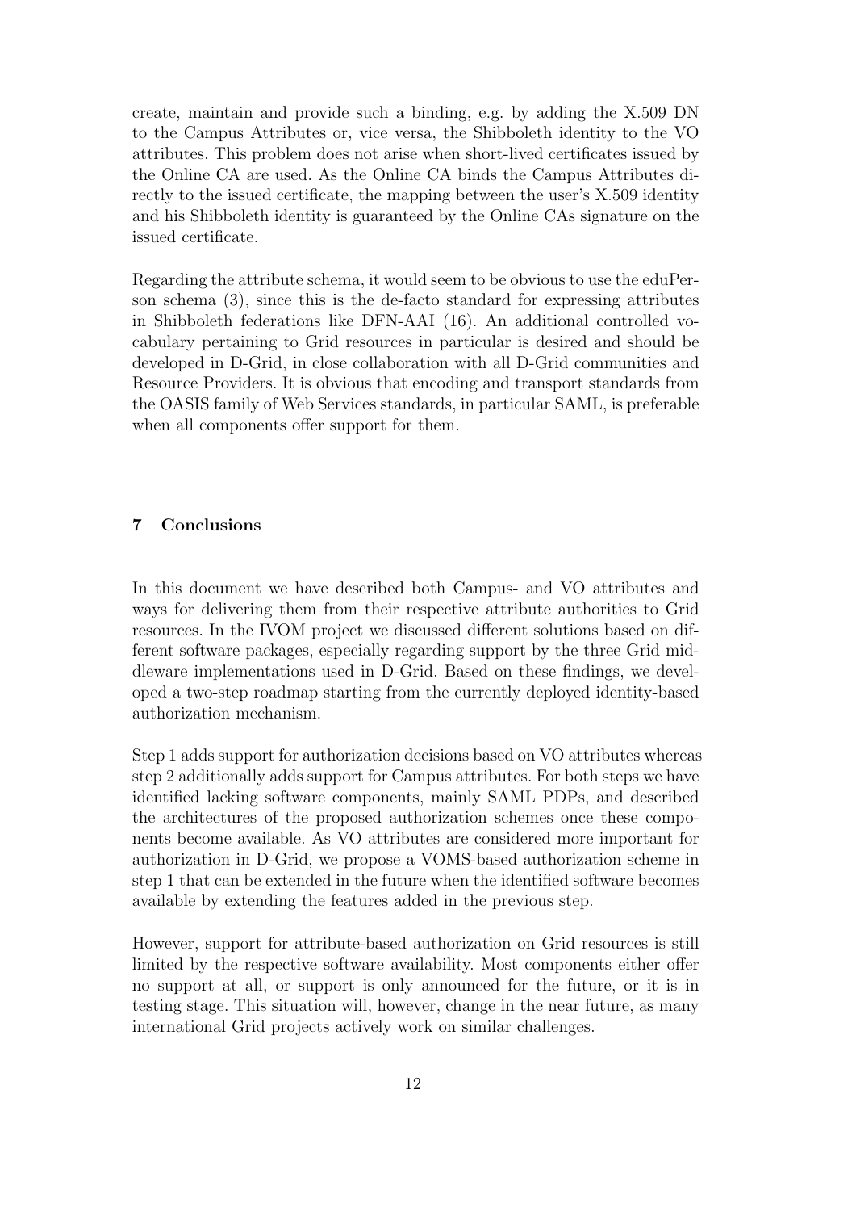create, maintain and provide such a binding, e.g. by adding the X.509 DN to the Campus Attributes or, vice versa, the Shibboleth identity to the VO attributes. This problem does not arise when short-lived certificates issued by the Online CA are used. As the Online CA binds the Campus Attributes directly to the issued certificate, the mapping between the user's X.509 identity and his Shibboleth identity is guaranteed by the Online CAs signature on the issued certificate.

Regarding the attribute schema, it would seem to be obvious to use the eduPerson schema (3), since this is the de-facto standard for expressing attributes in Shibboleth federations like DFN-AAI (16). An additional controlled vocabulary pertaining to Grid resources in particular is desired and should be developed in D-Grid, in close collaboration with all D-Grid communities and Resource Providers. It is obvious that encoding and transport standards from the OASIS family of Web Services standards, in particular SAML, is preferable when all components offer support for them.

## 7 Conclusions

In this document we have described both Campus- and VO attributes and ways for delivering them from their respective attribute authorities to Grid resources. In the IVOM project we discussed different solutions based on different software packages, especially regarding support by the three Grid middleware implementations used in D-Grid. Based on these findings, we developed a two-step roadmap starting from the currently deployed identity-based authorization mechanism.

Step 1 adds support for authorization decisions based on VO attributes whereas step 2 additionally adds support for Campus attributes. For both steps we have identified lacking software components, mainly SAML PDPs, and described the architectures of the proposed authorization schemes once these components become available. As VO attributes are considered more important for authorization in D-Grid, we propose a VOMS-based authorization scheme in step 1 that can be extended in the future when the identified software becomes available by extending the features added in the previous step.

However, support for attribute-based authorization on Grid resources is still limited by the respective software availability. Most components either offer no support at all, or support is only announced for the future, or it is in testing stage. This situation will, however, change in the near future, as many international Grid projects actively work on similar challenges.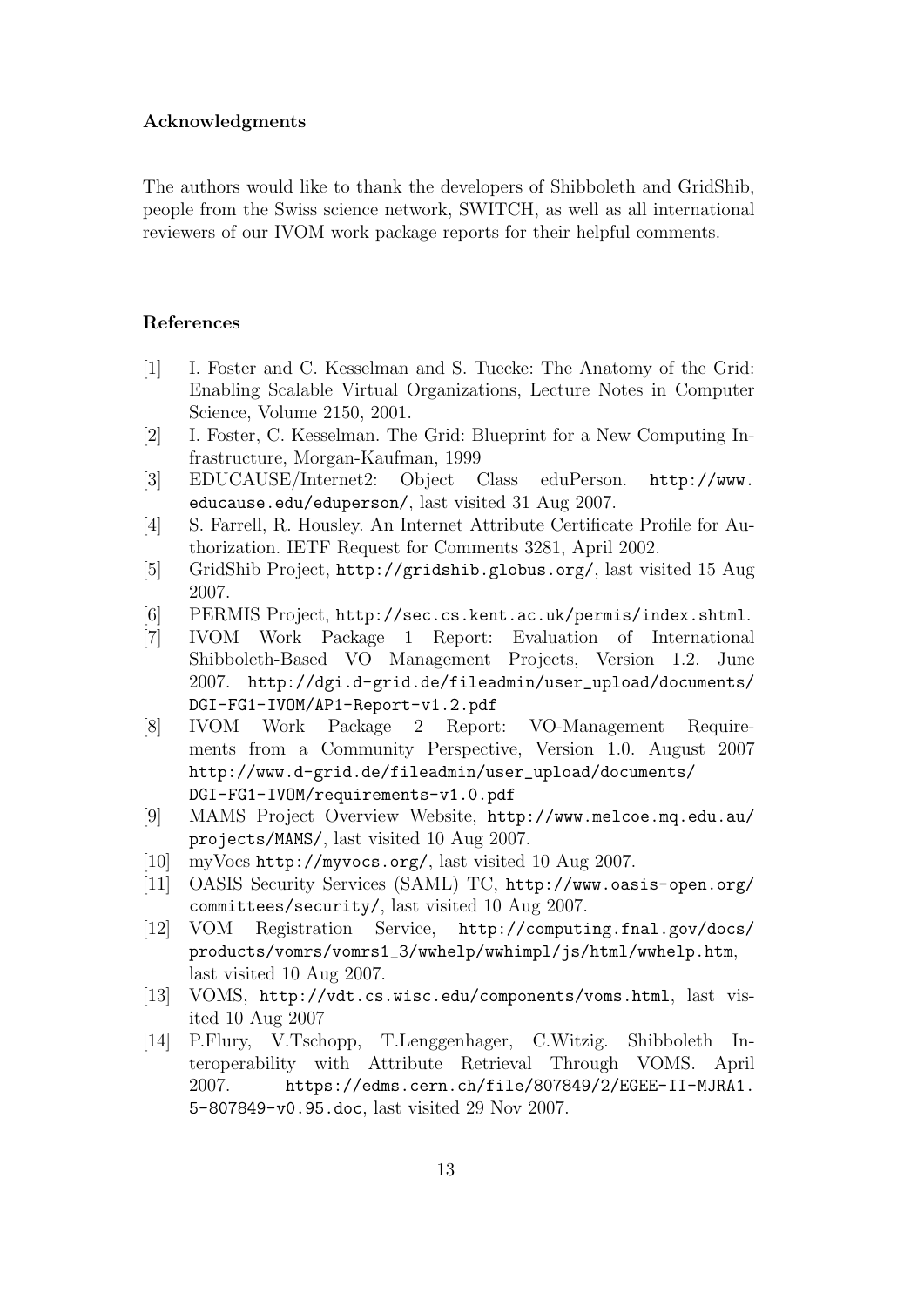### Acknowledgments

The authors would like to thank the developers of Shibboleth and GridShib, people from the Swiss science network, SWITCH, as well as all international reviewers of our IVOM work package reports for their helpful comments.

### References

[1] I. Foster and C. Kesselman and S. Tuecke: The Anatomy of the Grid: Enabling Scalable Virtual Organizations, Lecture Notes in Computer Science, Volume 2150, 2001.

[2] I. Foster, C. Kesselman. The Grid: Blueprint for a New Computing Infrastructure, Morgan-Kaufman, 1999

[3] EDUCAUSE/Internet2: Object Class eduPerson. http://www.educause.edu/eduperson/, last visited 31 Aug 2007.

[4] S. Farrell, R. Housley. An Internet Attribute Certificate Profile for Authorization. IETF Request for Comments 3281, April 2002.

[5] GridShib Project, http://gridshib.globus.org/, last visited 15 Aug 2007.

[6] PERMIS Project, http://sec.cs.kent.ac.uk/permis/index.shtml.

[7] IVOM Work Package 1 Report: Evaluation of International Shibboleth-Based VO Management Projects, Version 1.2. June 2007. http://dgi.d-grid.de/fileadmin/user_upload/documents/DGI-FG1-IVOM/AP1-Report-v1.2.pdf

[8] IVOM Work Package 2 Report: VO-Management Requirements from a Community Perspective, Version 1.0. August 2007 http://www.d-grid.de/fileadmin/user_upload/documents/DGI-FG1-IVOM/requirements-v1.0.pdf

[9] MAMS Project Overview Website, http://www.melcoe.mq.edu.au/projects/MAMS/, last visited 10 Aug 2007.

[10] myVocs http://myvocs.org/, last visited 10 Aug 2007.

[11] OASIS Security Services (SAML) TC, http://www.oasis-open.org/committees/security/, last visited 10 Aug 2007.

[12] VOM Registration Service, http://computing.fnal.gov/docs/products/vomrs/vomrs1_3/wwhelp/wwhimpl/js/html/wwhelp.htm, last visited 10 Aug 2007.

[13] VOMS, http://vdt.cs.wisc.edu/components/voms.html, last visited 10 Aug 2007

[14] P.Flury, V.Tschopp, T.Lenggenhager, C.Witzig. Shibboleth Interoperability with Attribute Retrieval Through VOMS. April 2007. https://edms.cern.ch/file/807849/2/EGEE-II-MJRA1.5-807849-v0.95.doc, last visited 29 Nov 2007.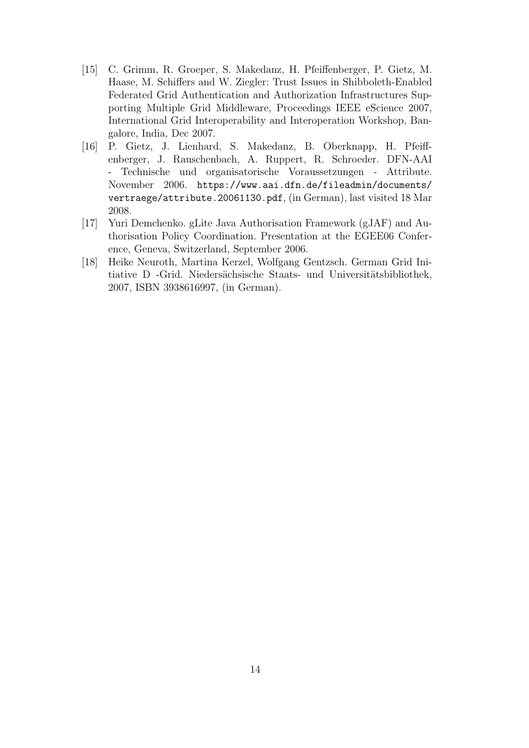[15] C. Grimm, R. Groeper, S. Makedanz, H. Pfeiffenberger, P. Gietz, M. Haase, M. Schiffers and W. Ziegler: Trust Issues in Shibboleth-Enabled Federated Grid Authentication and Authorization Infrastructures Supporting Multiple Grid Middleware, Proceedings IEEE eScience 2007, International Grid Interoperability and Interoperation Workshop, Bangalore, India, Dec 2007.

[16] P. Gietz, J. Lienhard, S. Makedanz, B. Oberknapp, H. Pfeiffenberger, J. Rauschenbach, A. Ruppert, R. Schroeder. DFN-AAI - Technische und organisatorische Voraussetzungen - Attribute. November 2006. `https://www.aai.dfn.de/fileadmin/documents/vertraege/attribute.20061130.pdf`, (in German), last visited 18 Mar 2008.

[17] Yuri Demchenko. gLite Java Authorisation Framework (gJAF) and Authorisation Policy Coordination. Presentation at the EGEE06 Conference, Geneva, Switzerland, September 2006.

[18] Heike Neuroth, Martina Kerzel, Wolfgang Gentzsch. German Grid Initiative D -Grid. Niedersächsische Staats- und Universitätsbibliothek, 2007, ISBN 3938616997, (in German).